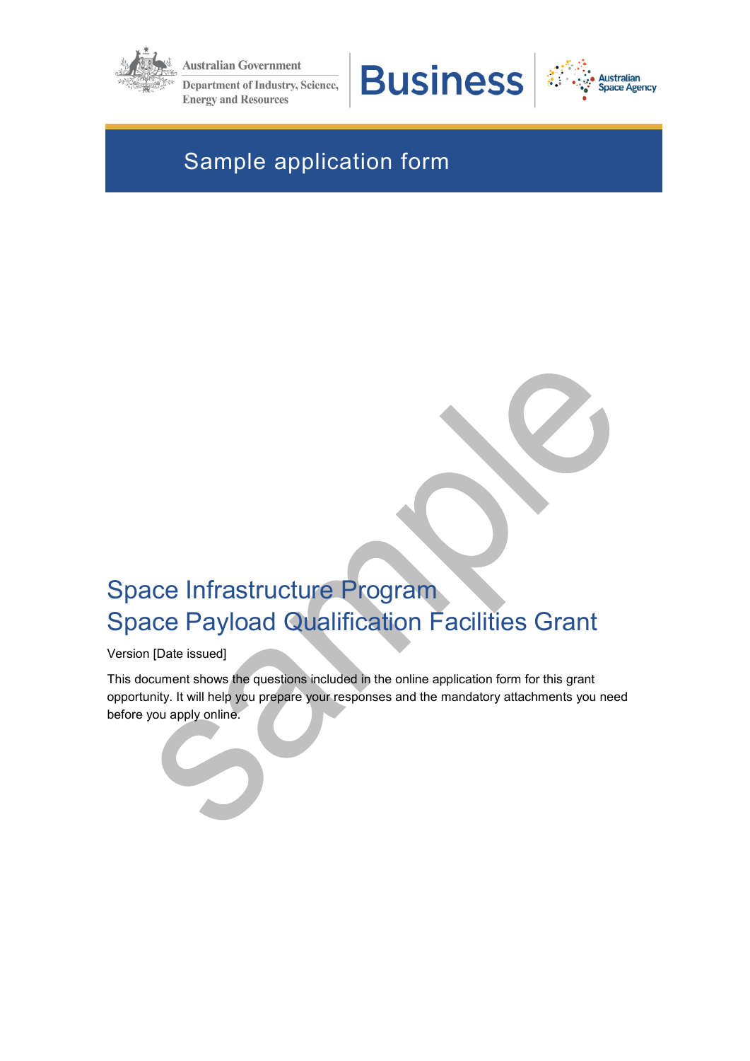Australian Government

Department of Industry, Science, Energy and Resources

Business

Australian Space Agency

Sample application form

# Space Infrastructure Program
# Space Payload Qualification Facilities Grant

Version [Date issued]

This document shows the questions included in the online application form for this grant opportunity. It will help you prepare your responses and the mandatory attachments you need before you apply online.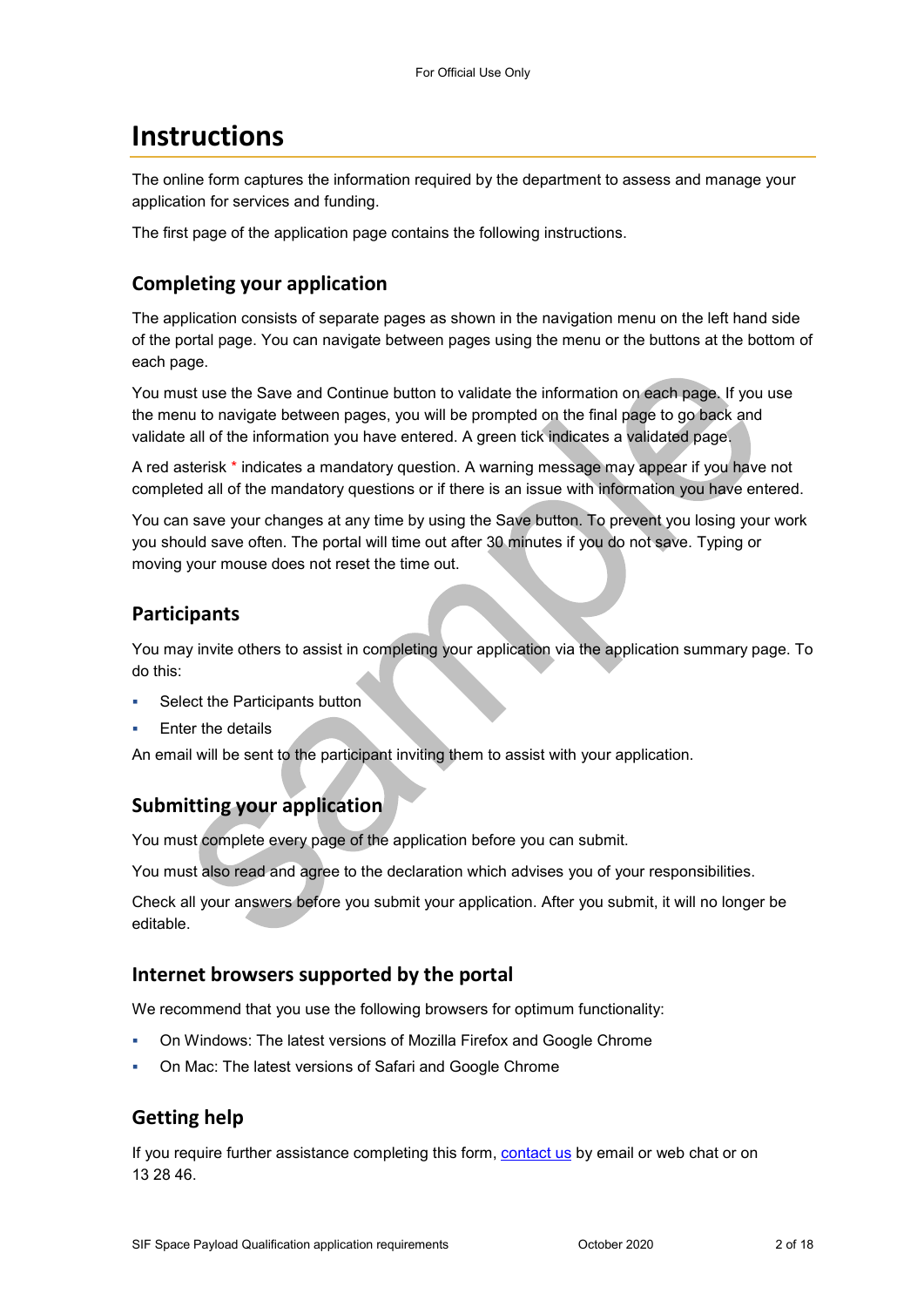# Instructions

The online form captures the information required by the department to assess and manage your application for services and funding.

The first page of the application page contains the following instructions.

## Completing your application

The application consists of separate pages as shown in the navigation menu on the left hand side of the portal page. You can navigate between pages using the menu or the buttons at the bottom of each page.

You must use the Save and Continue button to validate the information on each page. If you use the menu to navigate between pages, you will be prompted on the final page to go back and validate all of the information you have entered. A green tick indicates a validated page.

A red asterisk * indicates a mandatory question. A warning message may appear if you have not completed all of the mandatory questions or if there is an issue with information you have entered.

You can save your changes at any time by using the Save button. To prevent you losing your work you should save often. The portal will time out after 30 minutes if you do not save. Typing or moving your mouse does not reset the time out.

## Participants

You may invite others to assist in completing your application via the application summary page. To do this:

- Select the Participants button
- Enter the details

An email will be sent to the participant inviting them to assist with your application.

## Submitting your application

You must complete every page of the application before you can submit.

You must also read and agree to the declaration which advises you of your responsibilities.

Check all your answers before you submit your application. After you submit, it will no longer be editable.

## Internet browsers supported by the portal

We recommend that you use the following browsers for optimum functionality:

- On Windows: The latest versions of Mozilla Firefox and Google Chrome
- On Mac: The latest versions of Safari and Google Chrome

## Getting help

If you require further assistance completing this form, [contact us](#) by email or web chat or on 13 28 46.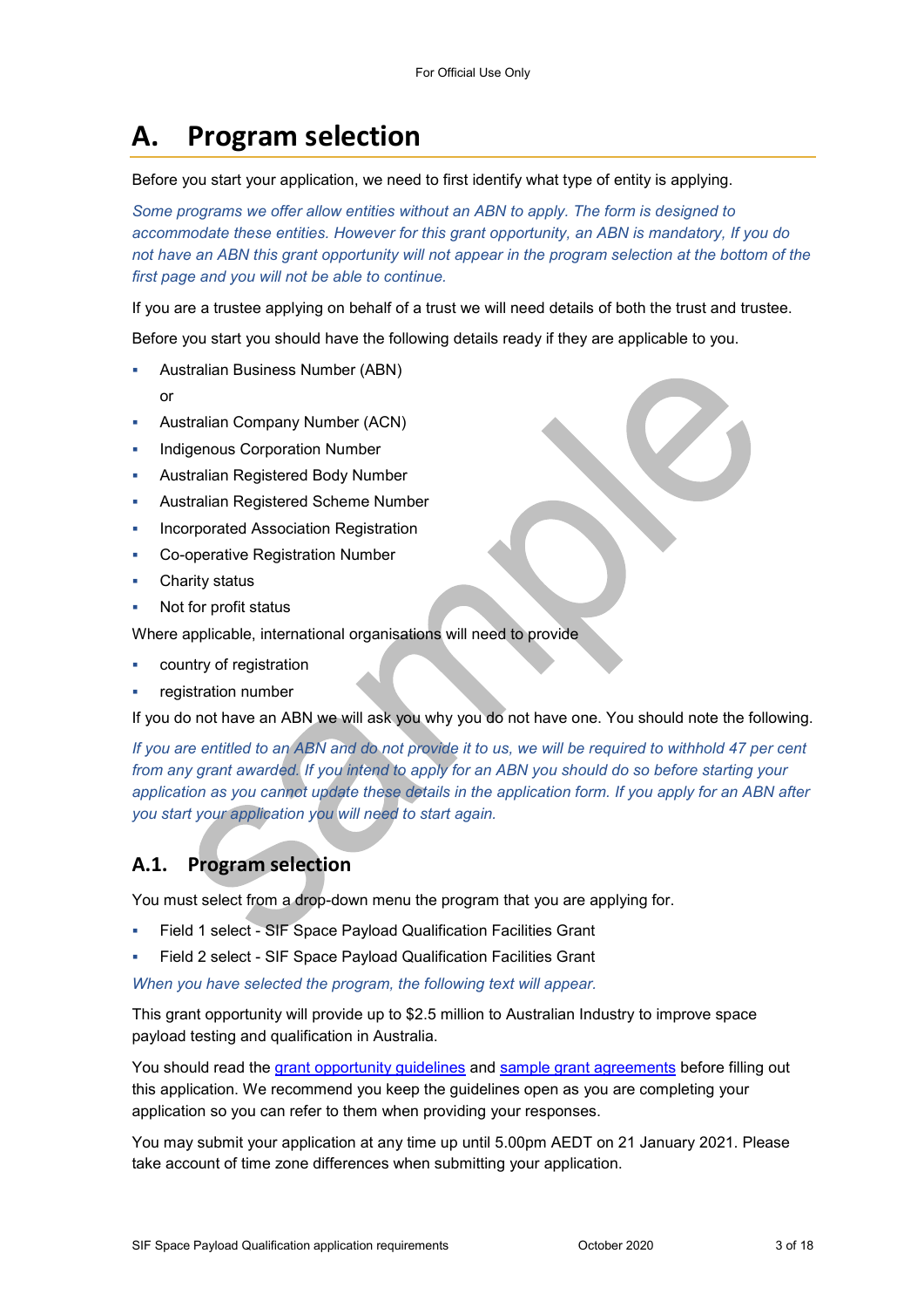# A. Program selection

Before you start your application, we need to first identify what type of entity is applying.

*Some programs we offer allow entities without an ABN to apply. The form is designed to accommodate these entities. However for this grant opportunity, an ABN is mandatory, If you do not have an ABN this grant opportunity will not appear in the program selection at the bottom of the first page and you will not be able to continue.*

If you are a trustee applying on behalf of a trust we will need details of both the trust and trustee.

Before you start you should have the following details ready if they are applicable to you.

- Australian Business Number (ABN)
  
  or
- Australian Company Number (ACN)
- Indigenous Corporation Number
- Australian Registered Body Number
- Australian Registered Scheme Number
- Incorporated Association Registration
- Co-operative Registration Number
- Charity status
- Not for profit status

Where applicable, international organisations will need to provide

- country of registration
- registration number

If you do not have an ABN we will ask you why you do not have one. You should note the following.

*If you are entitled to an ABN and do not provide it to us, we will be required to withhold 47 per cent from any grant awarded. If you intend to apply for an ABN you should do so before starting your application as you cannot update these details in the application form. If you apply for an ABN after you start your application you will need to start again.*

## A.1. Program selection

You must select from a drop-down menu the program that you are applying for.

- Field 1 select - SIF Space Payload Qualification Facilities Grant
- Field 2 select - SIF Space Payload Qualification Facilities Grant

*When you have selected the program, the following text will appear.*

This grant opportunity will provide up to $2.5 million to Australian Industry to improve space payload testing and qualification in Australia.

You should read the grant opportunity guidelines and sample grant agreements before filling out this application. We recommend you keep the guidelines open as you are completing your application so you can refer to them when providing your responses.

You may submit your application at any time up until 5.00pm AEDT on 21 January 2021. Please take account of time zone differences when submitting your application.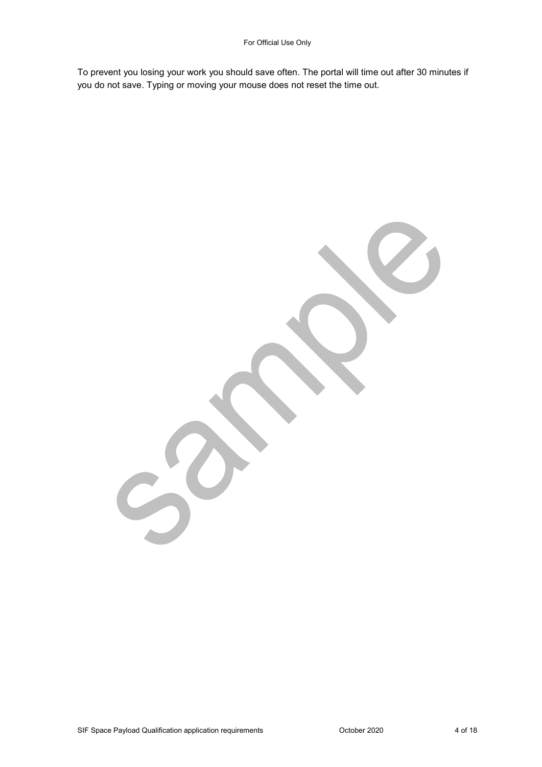To prevent you losing your work you should save often. The portal will time out after 30 minutes if you do not save. Typing or moving your mouse does not reset the time out.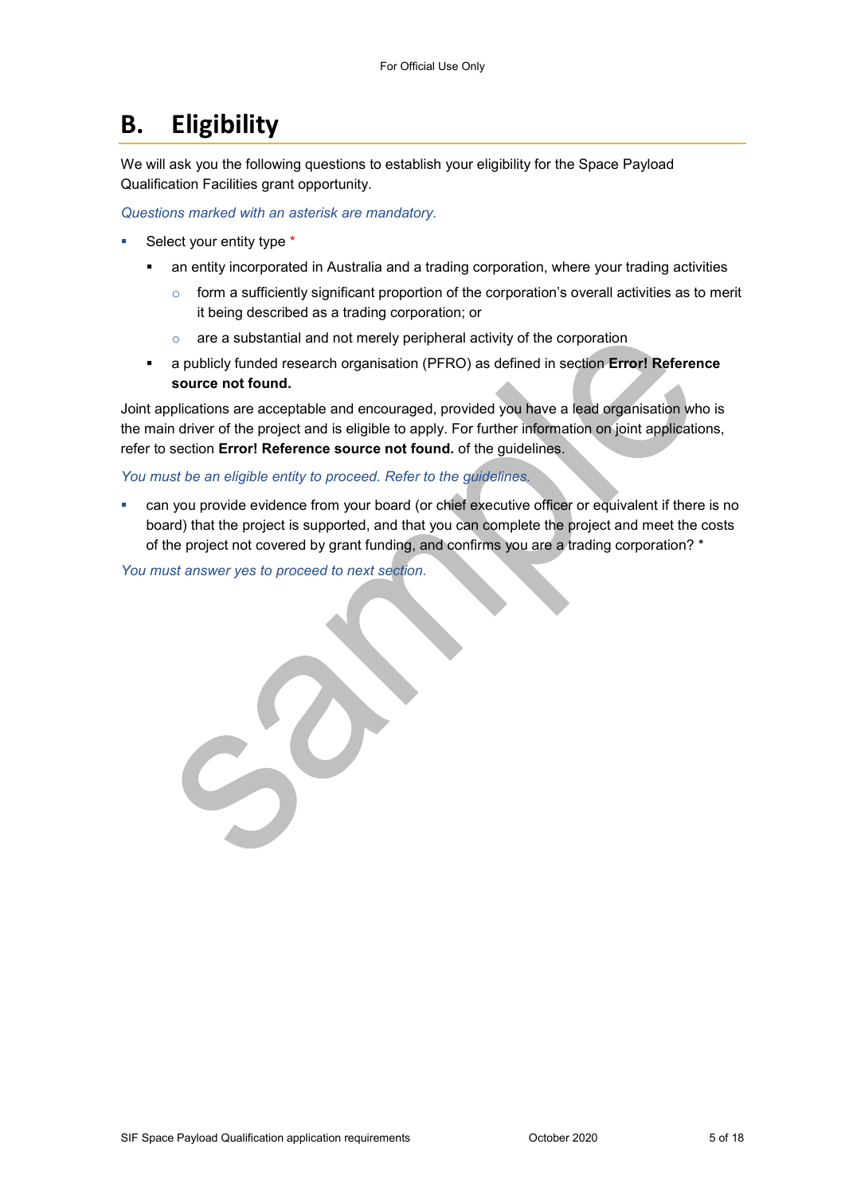# B. Eligibility

We will ask you the following questions to establish your eligibility for the Space Payload Qualification Facilities grant opportunity.

*Questions marked with an asterisk are mandatory.*

- Select your entity type *
  - an entity incorporated in Australia and a trading corporation, where your trading activities
    - form a sufficiently significant proportion of the corporation's overall activities as to merit it being described as a trading corporation; or
    - are a substantial and not merely peripheral activity of the corporation
  - a publicly funded research organisation (PFRO) as defined in section **Error! Reference source not found.**

Joint applications are acceptable and encouraged, provided you have a lead organisation who is the main driver of the project and is eligible to apply. For further information on joint applications, refer to section **Error! Reference source not found.** of the guidelines.

*You must be an eligible entity to proceed. Refer to the guidelines.*

- can you provide evidence from your board (or chief executive officer or equivalent if there is no board) that the project is supported, and that you can complete the project and meet the costs of the project not covered by grant funding, and confirms you are a trading corporation? *

*You must answer yes to proceed to next section.*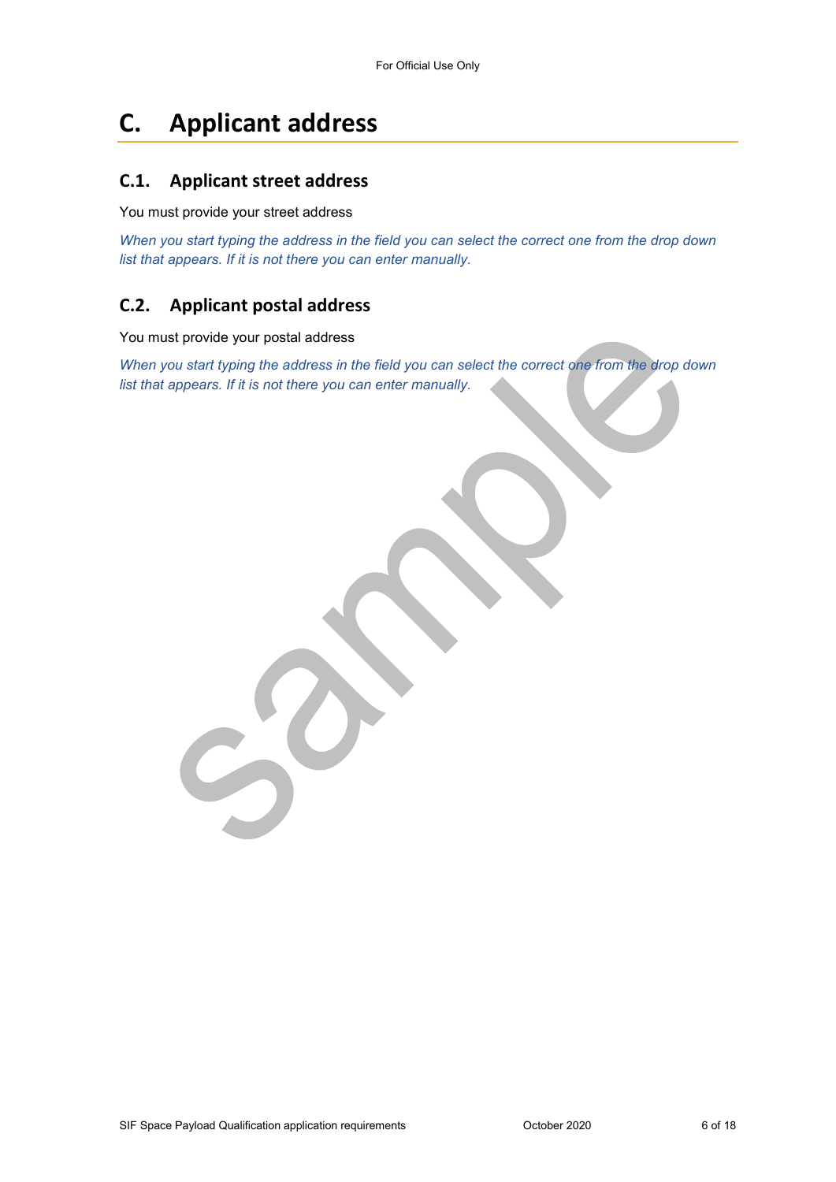# C. Applicant address

## C.1. Applicant street address

You must provide your street address

*When you start typing the address in the field you can select the correct one from the drop down list that appears. If it is not there you can enter manually.*

## C.2. Applicant postal address

You must provide your postal address

*When you start typing the address in the field you can select the correct one from the drop down list that appears. If it is not there you can enter manually.*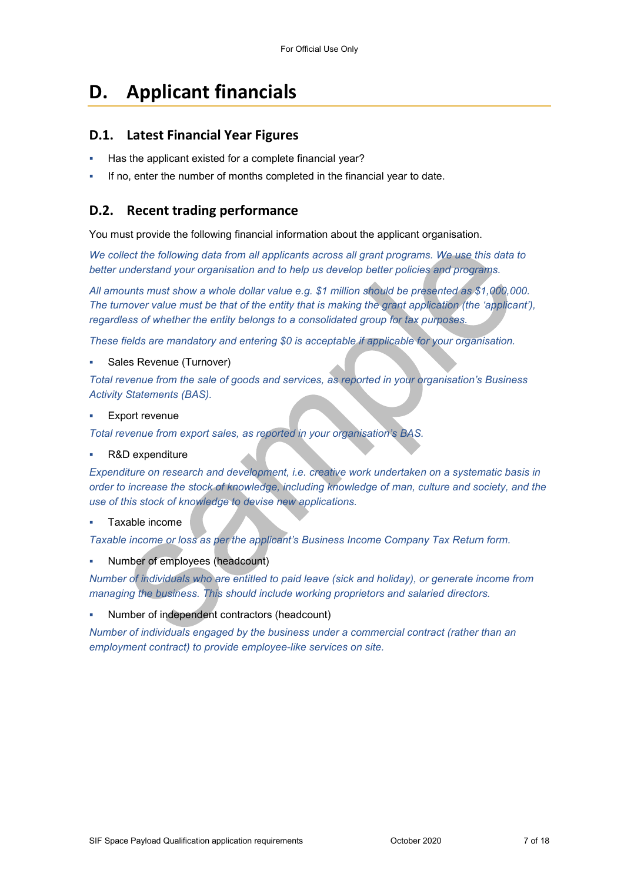# D. Applicant financials

## D.1. Latest Financial Year Figures

- Has the applicant existed for a complete financial year?
- If no, enter the number of months completed in the financial year to date.

## D.2. Recent trading performance

You must provide the following financial information about the applicant organisation.

*We collect the following data from all applicants across all grant programs. We use this data to better understand your organisation and to help us develop better policies and programs.*

*All amounts must show a whole dollar value e.g. $1 million should be presented as $1,000,000. The turnover value must be that of the entity that is making the grant application (the 'applicant'), regardless of whether the entity belongs to a consolidated group for tax purposes.*

*These fields are mandatory and entering $0 is acceptable if applicable for your organisation.*

- Sales Revenue (Turnover)

*Total revenue from the sale of goods and services, as reported in your organisation's Business Activity Statements (BAS).*

- Export revenue

*Total revenue from export sales, as reported in your organisation's BAS.*

- R&D expenditure

*Expenditure on research and development, i.e. creative work undertaken on a systematic basis in order to increase the stock of knowledge, including knowledge of man, culture and society, and the use of this stock of knowledge to devise new applications.*

- Taxable income

*Taxable income or loss as per the applicant's Business Income Company Tax Return form.*

- Number of employees (headcount)

*Number of individuals who are entitled to paid leave (sick and holiday), or generate income from managing the business. This should include working proprietors and salaried directors.*

- Number of independent contractors (headcount)

*Number of individuals engaged by the business under a commercial contract (rather than an employment contract) to provide employee-like services on site.*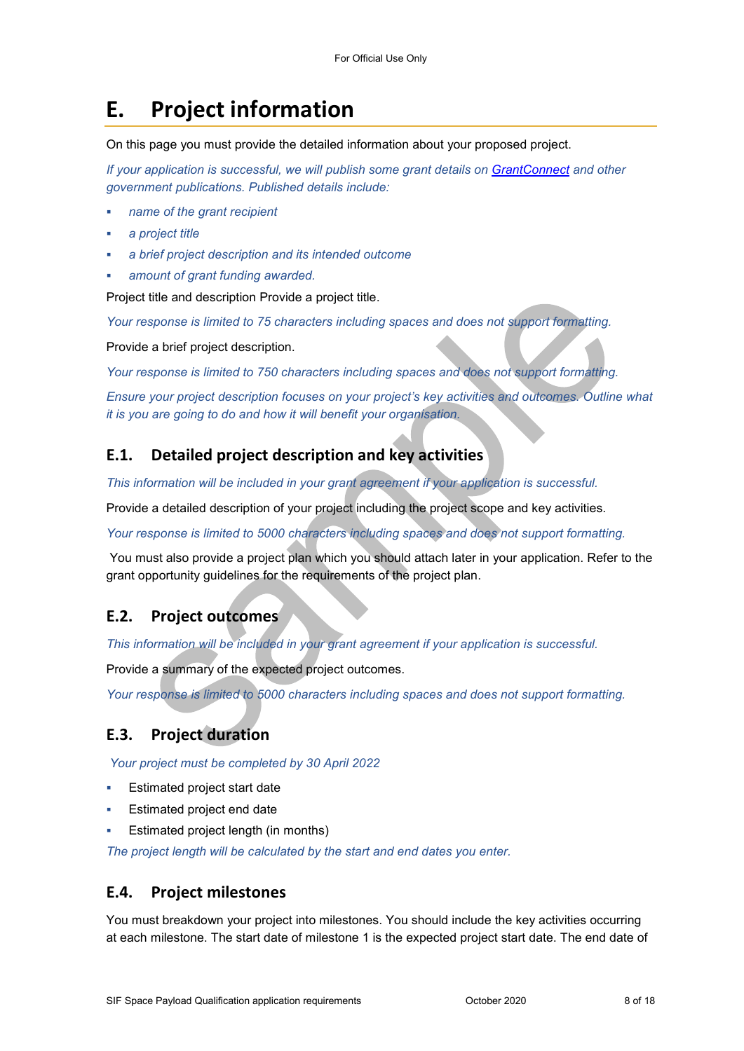# E. Project information

On this page you must provide the detailed information about your proposed project.

*If your application is successful, we will publish some grant details on [GrantConnect](GrantConnect) and other government publications. Published details include:*

- *name of the grant recipient*
- *a project title*
- *a brief project description and its intended outcome*
- *amount of grant funding awarded.*

Project title and description Provide a project title.

*Your response is limited to 75 characters including spaces and does not support formatting.*

Provide a brief project description.

*Your response is limited to 750 characters including spaces and does not support formatting.*

*Ensure your project description focuses on your project's key activities and outcomes. Outline what it is you are going to do and how it will benefit your organisation.*

## E.1. Detailed project description and key activities

*This information will be included in your grant agreement if your application is successful.*

Provide a detailed description of your project including the project scope and key activities.

*Your response is limited to 5000 characters including spaces and does not support formatting.*

You must also provide a project plan which you should attach later in your application. Refer to the grant opportunity guidelines for the requirements of the project plan.

## E.2. Project outcomes

*This information will be included in your grant agreement if your application is successful.*

Provide a summary of the expected project outcomes.

*Your response is limited to 5000 characters including spaces and does not support formatting.*

## E.3. Project duration

*Your project must be completed by 30 April 2022*

- Estimated project start date
- Estimated project end date
- Estimated project length (in months)

*The project length will be calculated by the start and end dates you enter.*

## E.4. Project milestones

You must breakdown your project into milestones. You should include the key activities occurring at each milestone. The start date of milestone 1 is the expected project start date. The end date of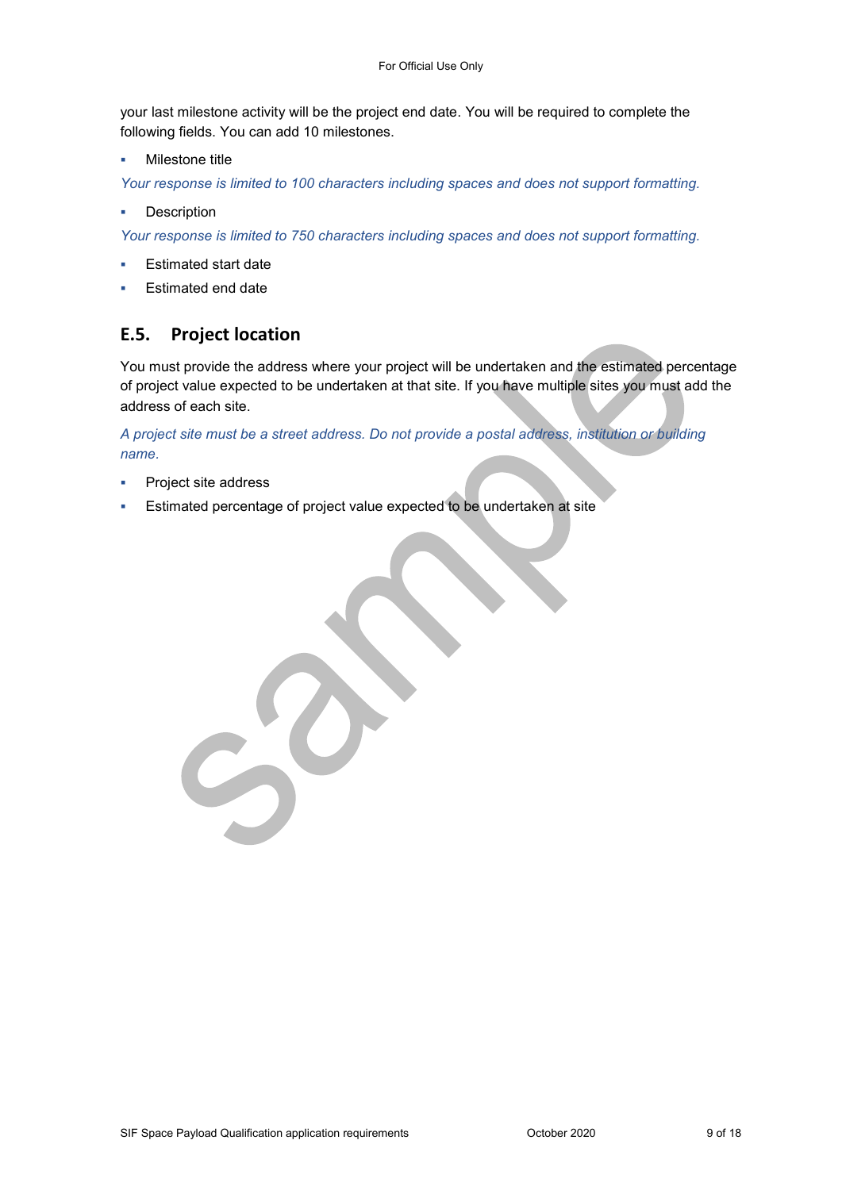your last milestone activity will be the project end date. You will be required to complete the following fields. You can add 10 milestones.

- Milestone title

*Your response is limited to 100 characters including spaces and does not support formatting.*

- Description

*Your response is limited to 750 characters including spaces and does not support formatting.*

- Estimated start date
- Estimated end date

## E.5. Project location

You must provide the address where your project will be undertaken and the estimated percentage of project value expected to be undertaken at that site. If you have multiple sites you must add the address of each site.

*A project site must be a street address. Do not provide a postal address, institution or building name.*

- Project site address
- Estimated percentage of project value expected to be undertaken at site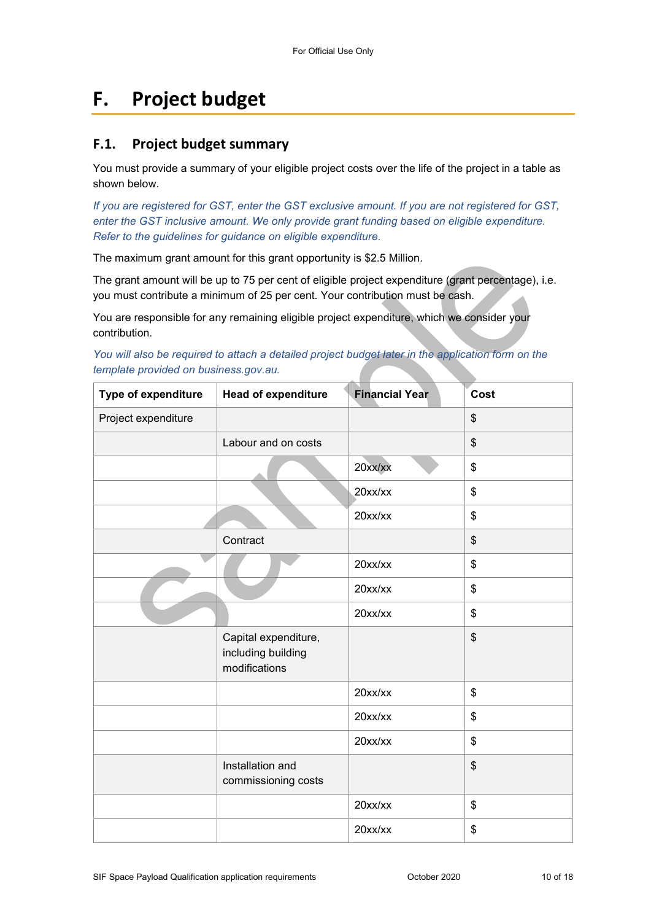# F. Project budget

## F.1. Project budget summary

You must provide a summary of your eligible project costs over the life of the project in a table as shown below.

*If you are registered for GST, enter the GST exclusive amount. If you are not registered for GST, enter the GST inclusive amount. We only provide grant funding based on eligible expenditure. Refer to the guidelines for guidance on eligible expenditure.*

The maximum grant amount for this grant opportunity is $2.5 Million.

The grant amount will be up to 75 per cent of eligible project expenditure (grant percentage), i.e. you must contribute a minimum of 25 per cent. Your contribution must be cash.

You are responsible for any remaining eligible project expenditure, which we consider your contribution.

*You will also be required to attach a detailed project budget later in the application form on the template provided on business.gov.au.*

| Type of expenditure | Head of expenditure | Financial Year | Cost |
|---|---|---|---|
| Project expenditure | | | $ |
| | Labour and on costs | | $ |
| | | 20xx/xx | $ |
| | | 20xx/xx | $ |
| | | 20xx/xx | $ |
| | Contract | | $ |
| | | 20xx/xx | $ |
| | | 20xx/xx | $ |
| | | 20xx/xx | $ |
| | Capital expenditure, including building modifications | | $ |
| | | 20xx/xx | $ |
| | | 20xx/xx | $ |
| | | 20xx/xx | $ |
| | Installation and commissioning costs | | $ |
| | | 20xx/xx | $ |
| | | 20xx/xx | $ |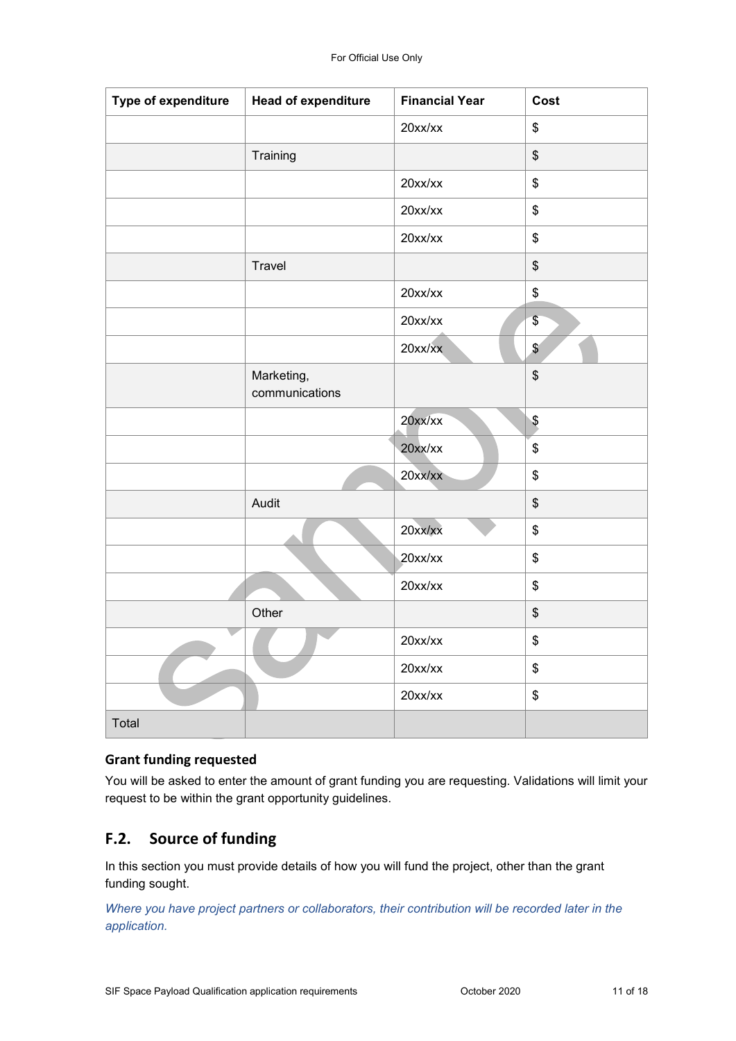| Type of expenditure | Head of expenditure | Financial Year | Cost |
|---|---|---|---|
| | | 20xx/xx | $ |
| | Training | | $ |
| | | 20xx/xx | $ |
| | | 20xx/xx | $ |
| | | 20xx/xx | $ |
| | Travel | | $ |
| | | 20xx/xx | $ |
| | | 20xx/xx | $ |
| | | 20xx/xx | $ |
| | Marketing, communications | | $ |
| | | 20xx/xx | $ |
| | | 20xx/xx | $ |
| | | 20xx/xx | $ |
| | Audit | | $ |
| | | 20xx/xx | $ |
| | | 20xx/xx | $ |
| | | 20xx/xx | $ |
| | Other | | $ |
| | | 20xx/xx | $ |
| | | 20xx/xx | $ |
| | | 20xx/xx | $ |
| Total | | | |

### Grant funding requested

You will be asked to enter the amount of grant funding you are requesting. Validations will limit your request to be within the grant opportunity guidelines.

## F.2. Source of funding

In this section you must provide details of how you will fund the project, other than the grant funding sought.

*Where you have project partners or collaborators, their contribution will be recorded later in the application.*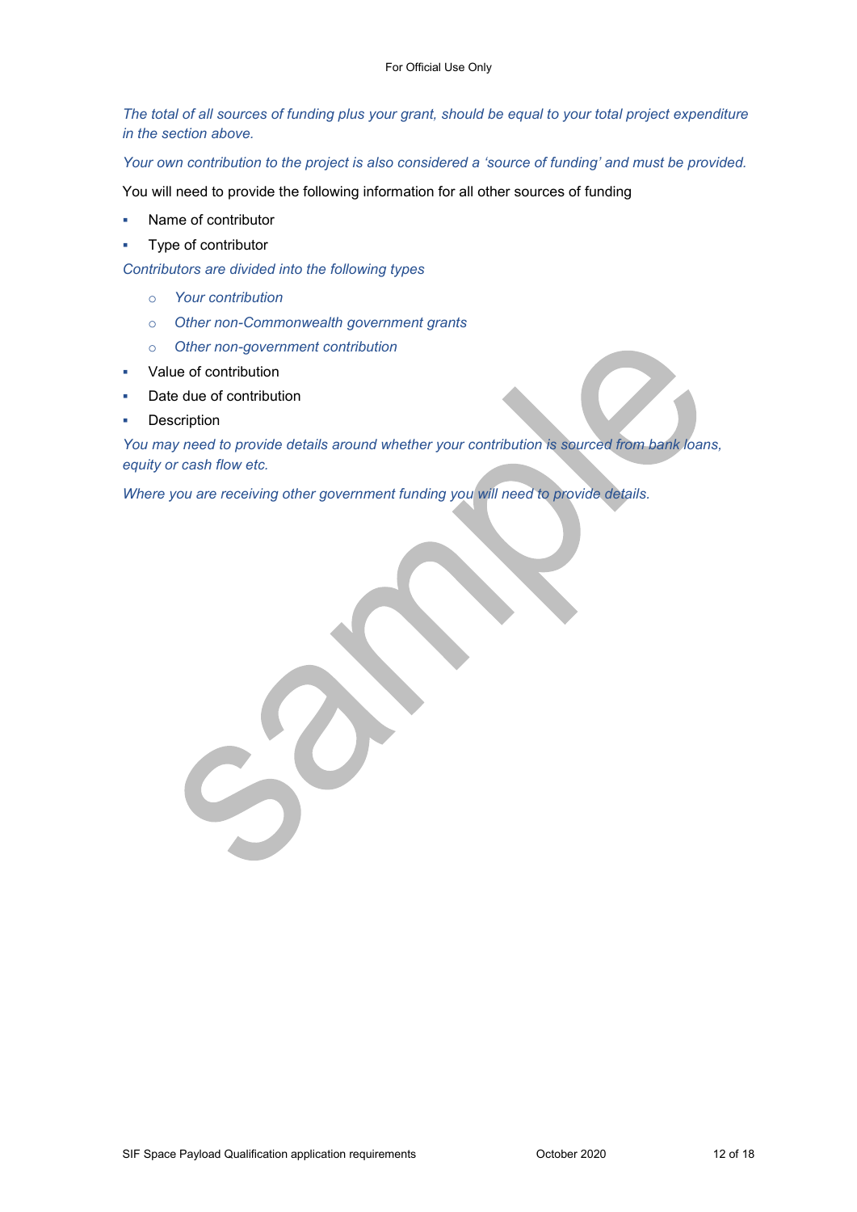*The total of all sources of funding plus your grant, should be equal to your total project expenditure in the section above.*

*Your own contribution to the project is also considered a 'source of funding' and must be provided.*

You will need to provide the following information for all other sources of funding

- Name of contributor
- Type of contributor

*Contributors are divided into the following types*

  - *Your contribution*
  - *Other non-Commonwealth government grants*
  - *Other non-government contribution*

- Value of contribution
- Date due of contribution
- Description

*You may need to provide details around whether your contribution is sourced from bank loans, equity or cash flow etc.*

*Where you are receiving other government funding you will need to provide details.*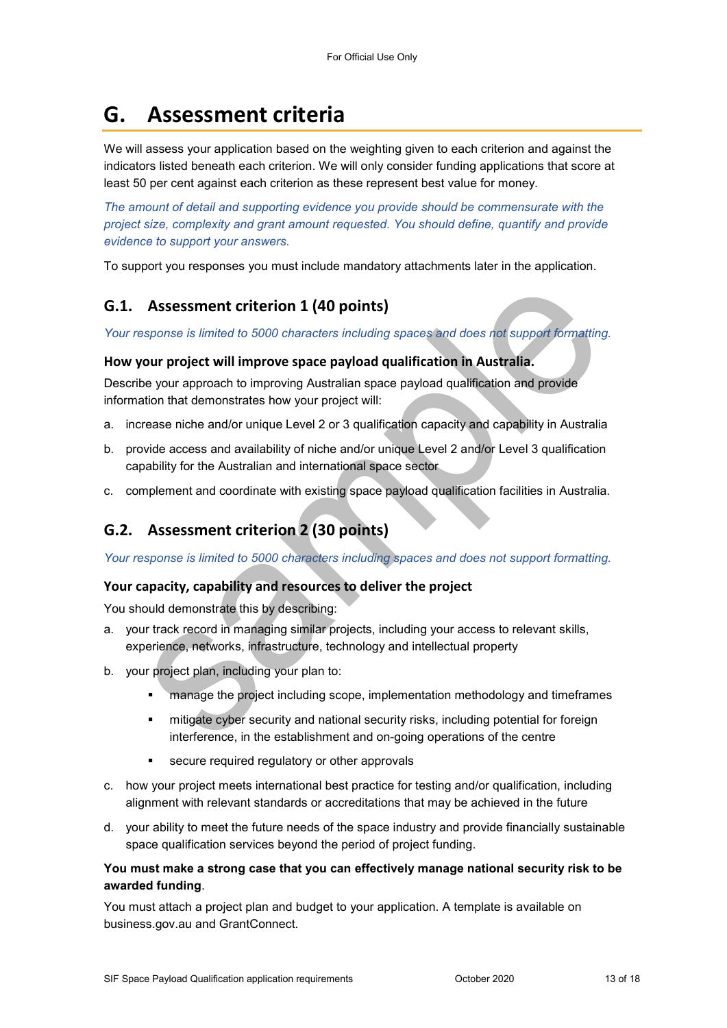# G. Assessment criteria

We will assess your application based on the weighting given to each criterion and against the indicators listed beneath each criterion. We will only consider funding applications that score at least 50 per cent against each criterion as these represent best value for money.

*The amount of detail and supporting evidence you provide should be commensurate with the project size, complexity and grant amount requested. You should define, quantify and provide evidence to support your answers.*

To support you responses you must include mandatory attachments later in the application.

## G.1. Assessment criterion 1 (40 points)

*Your response is limited to 5000 characters including spaces and does not support formatting.*

### How your project will improve space payload qualification in Australia.

Describe your approach to improving Australian space payload qualification and provide information that demonstrates how your project will:

a. increase niche and/or unique Level 2 or 3 qualification capacity and capability in Australia
b. provide access and availability of niche and/or unique Level 2 and/or Level 3 qualification capability for the Australian and international space sector
c. complement and coordinate with existing space payload qualification facilities in Australia.

## G.2. Assessment criterion 2 (30 points)

*Your response is limited to 5000 characters including spaces and does not support formatting.*

### Your capacity, capability and resources to deliver the project

You should demonstrate this by describing:

a. your track record in managing similar projects, including your access to relevant skills, experience, networks, infrastructure, technology and intellectual property
b. your project plan, including your plan to:
   - manage the project including scope, implementation methodology and timeframes
   - mitigate cyber security and national security risks, including potential for foreign interference, in the establishment and on-going operations of the centre
   - secure required regulatory or other approvals
c. how your project meets international best practice for testing and/or qualification, including alignment with relevant standards or accreditations that may be achieved in the future
d. your ability to meet the future needs of the space industry and provide financially sustainable space qualification services beyond the period of project funding.

**You must make a strong case that you can effectively manage national security risk to be awarded funding**.

You must attach a project plan and budget to your application. A template is available on business.gov.au and GrantConnect.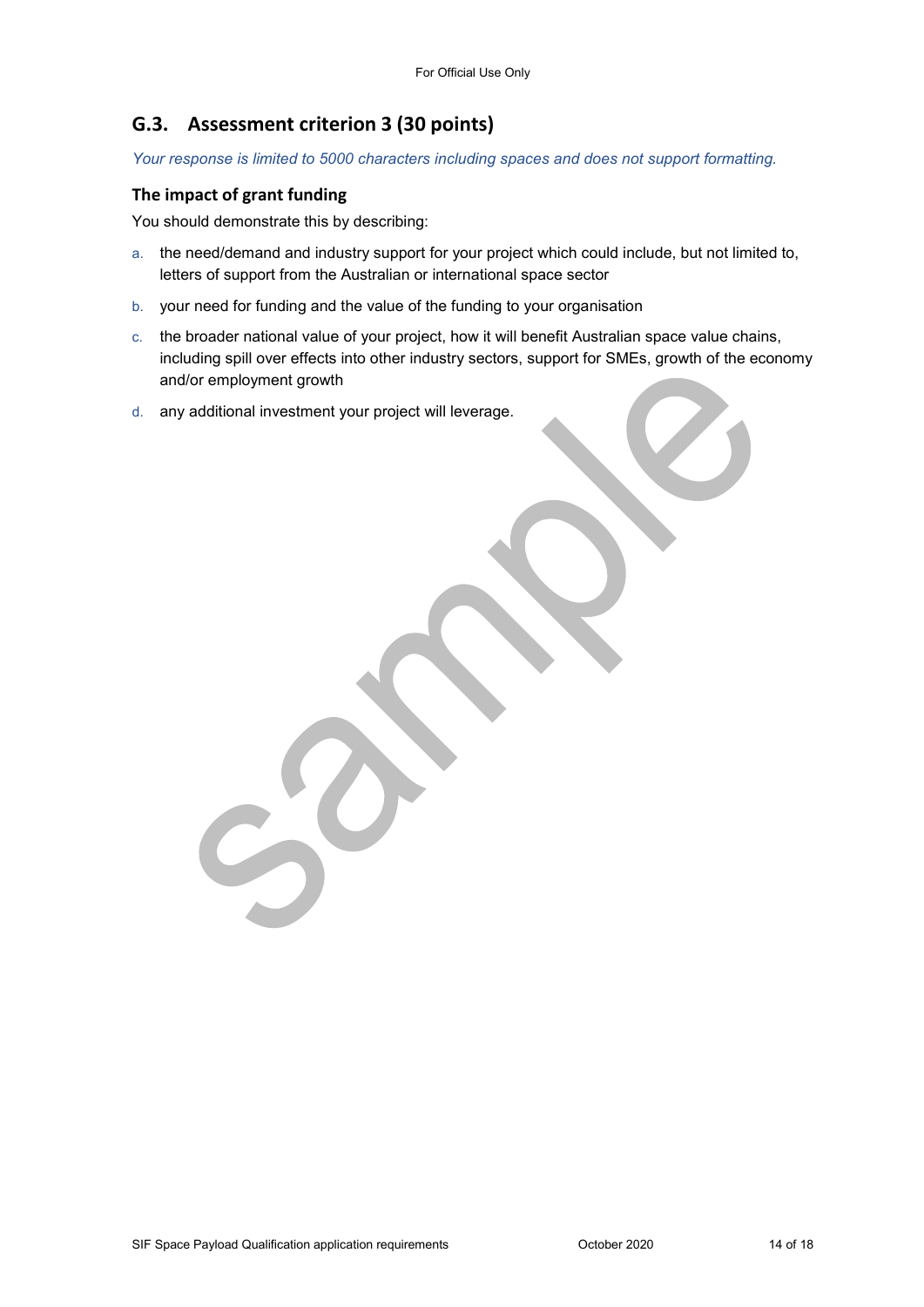## G.3. Assessment criterion 3 (30 points)

*Your response is limited to 5000 characters including spaces and does not support formatting.*

### The impact of grant funding

You should demonstrate this by describing:

a. the need/demand and industry support for your project which could include, but not limited to, letters of support from the Australian or international space sector
b. your need for funding and the value of the funding to your organisation
c. the broader national value of your project, how it will benefit Australian space value chains, including spill over effects into other industry sectors, support for SMEs, growth of the economy and/or employment growth
d. any additional investment your project will leverage.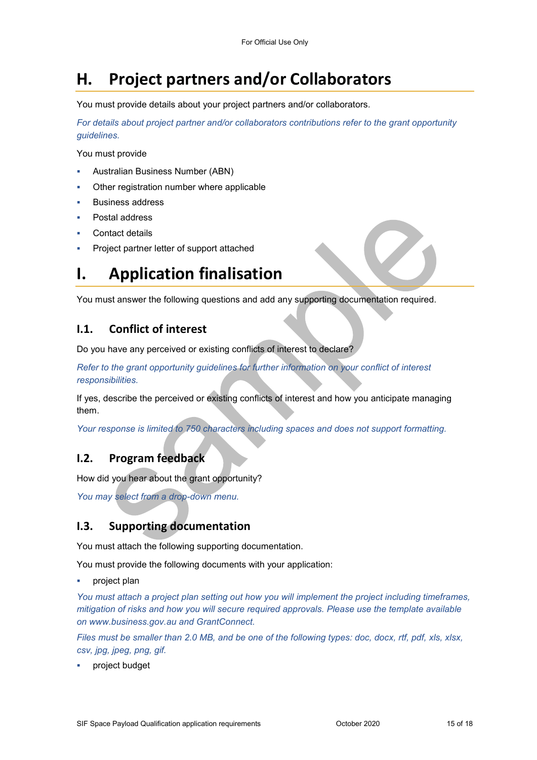# H. Project partners and/or Collaborators

You must provide details about your project partners and/or collaborators.

*For details about project partner and/or collaborators contributions refer to the grant opportunity guidelines.*

You must provide

- Australian Business Number (ABN)
- Other registration number where applicable
- Business address
- Postal address
- Contact details
- Project partner letter of support attached

# I. Application finalisation

You must answer the following questions and add any supporting documentation required.

## I.1. Conflict of interest

Do you have any perceived or existing conflicts of interest to declare?

*Refer to the grant opportunity guidelines for further information on your conflict of interest responsibilities.*

If yes, describe the perceived or existing conflicts of interest and how you anticipate managing them.

*Your response is limited to 750 characters including spaces and does not support formatting.*

## I.2. Program feedback

How did you hear about the grant opportunity?

*You may select from a drop-down menu.*

## I.3. Supporting documentation

You must attach the following supporting documentation.

You must provide the following documents with your application:

- project plan

*You must attach a project plan setting out how you will implement the project including timeframes, mitigation of risks and how you will secure required approvals. Please use the template available on www.business.gov.au and GrantConnect.*

*Files must be smaller than 2.0 MB, and be one of the following types: doc, docx, rtf, pdf, xls, xlsx, csv, jpg, jpeg, png, gif.*

- project budget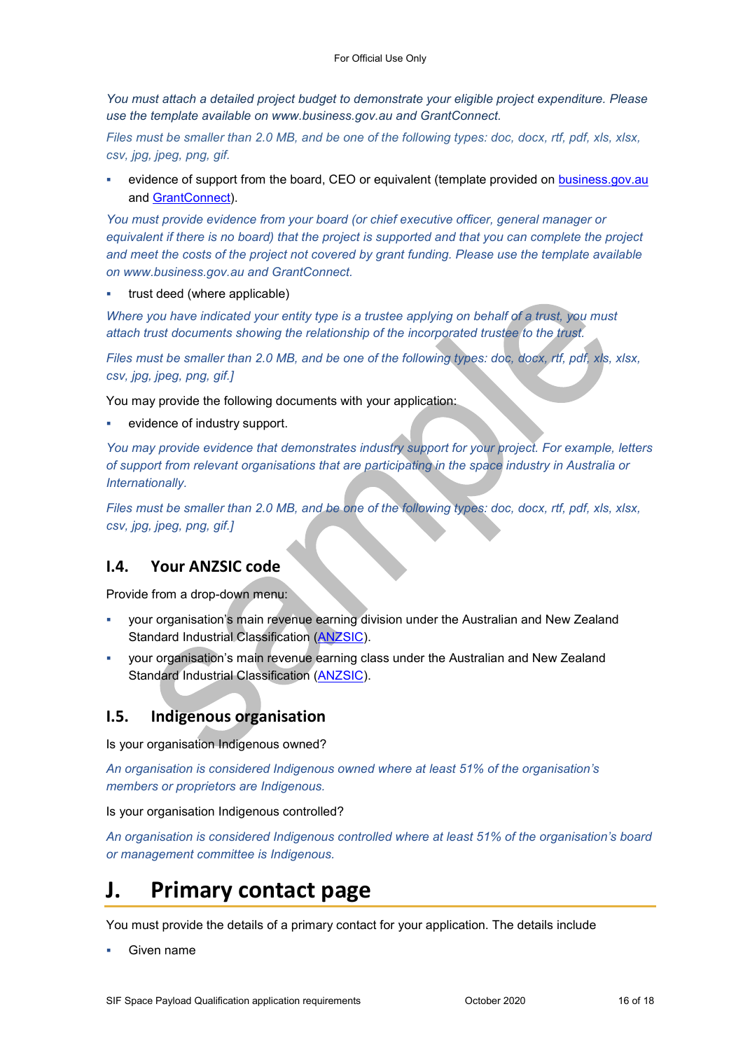*You must attach a detailed project budget to demonstrate your eligible project expenditure. Please use the template available on www.business.gov.au and GrantConnect.*

*Files must be smaller than 2.0 MB, and be one of the following types: doc, docx, rtf, pdf, xls, xlsx, csv, jpg, jpeg, png, gif.*

- evidence of support from the board, CEO or equivalent (template provided on business.gov.au and GrantConnect).

*You must provide evidence from your board (or chief executive officer, general manager or equivalent if there is no board) that the project is supported and that you can complete the project and meet the costs of the project not covered by grant funding. Please use the template available on www.business.gov.au and GrantConnect.*

- trust deed (where applicable)

*Where you have indicated your entity type is a trustee applying on behalf of a trust, you must attach trust documents showing the relationship of the incorporated trustee to the trust.*

*Files must be smaller than 2.0 MB, and be one of the following types: doc, docx, rtf, pdf, xls, xlsx, csv, jpg, jpeg, png, gif.]*

You may provide the following documents with your application:

- evidence of industry support.

*You may provide evidence that demonstrates industry support for your project. For example, letters of support from relevant organisations that are participating in the space industry in Australia or Internationally.*

*Files must be smaller than 2.0 MB, and be one of the following types: doc, docx, rtf, pdf, xls, xlsx, csv, jpg, jpeg, png, gif.]*

## I.4. Your ANZSIC code

Provide from a drop-down menu:

- your organisation's main revenue earning division under the Australian and New Zealand Standard Industrial Classification (ANZSIC).
- your organisation's main revenue earning class under the Australian and New Zealand Standard Industrial Classification (ANZSIC).

## I.5. Indigenous organisation

Is your organisation Indigenous owned?

*An organisation is considered Indigenous owned where at least 51% of the organisation's members or proprietors are Indigenous.*

Is your organisation Indigenous controlled?

*An organisation is considered Indigenous controlled where at least 51% of the organisation's board or management committee is Indigenous.*

# J. Primary contact page

You must provide the details of a primary contact for your application. The details include

- Given name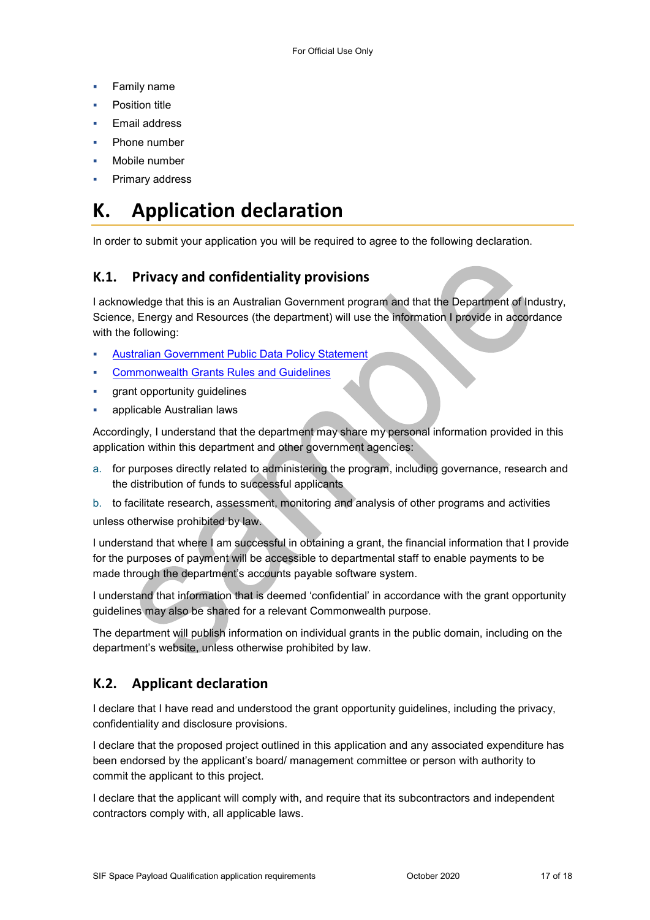- Family name
- Position title
- Email address
- Phone number
- Mobile number
- Primary address

# K. Application declaration

In order to submit your application you will be required to agree to the following declaration.

## K.1. Privacy and confidentiality provisions

I acknowledge that this is an Australian Government program and that the Department of Industry, Science, Energy and Resources (the department) will use the information I provide in accordance with the following:

- Australian Government Public Data Policy Statement
- Commonwealth Grants Rules and Guidelines
- grant opportunity guidelines
- applicable Australian laws

Accordingly, I understand that the department may share my personal information provided in this application within this department and other government agencies:

a. for purposes directly related to administering the program, including governance, research and the distribution of funds to successful applicants

b. to facilitate research, assessment, monitoring and analysis of other programs and activities

unless otherwise prohibited by law.

I understand that where I am successful in obtaining a grant, the financial information that I provide for the purposes of payment will be accessible to departmental staff to enable payments to be made through the department's accounts payable software system.

I understand that information that is deemed 'confidential' in accordance with the grant opportunity guidelines may also be shared for a relevant Commonwealth purpose.

The department will publish information on individual grants in the public domain, including on the department's website, unless otherwise prohibited by law.

## K.2. Applicant declaration

I declare that I have read and understood the grant opportunity guidelines, including the privacy, confidentiality and disclosure provisions.

I declare that the proposed project outlined in this application and any associated expenditure has been endorsed by the applicant's board/ management committee or person with authority to commit the applicant to this project.

I declare that the applicant will comply with, and require that its subcontractors and independent contractors comply with, all applicable laws.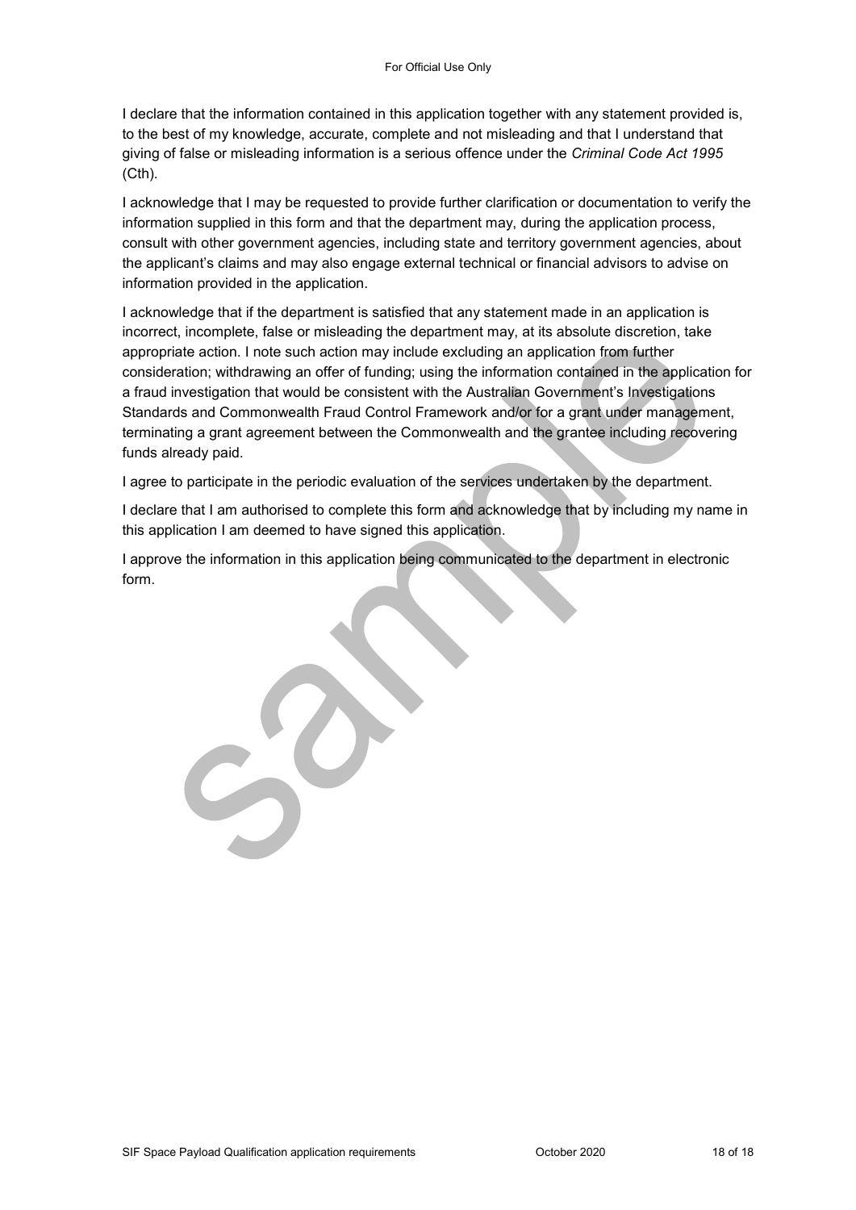I declare that the information contained in this application together with any statement provided is, to the best of my knowledge, accurate, complete and not misleading and that I understand that giving of false or misleading information is a serious offence under the *Criminal Code Act 1995* (Cth).

I acknowledge that I may be requested to provide further clarification or documentation to verify the information supplied in this form and that the department may, during the application process, consult with other government agencies, including state and territory government agencies, about the applicant's claims and may also engage external technical or financial advisors to advise on information provided in the application.

I acknowledge that if the department is satisfied that any statement made in an application is incorrect, incomplete, false or misleading the department may, at its absolute discretion, take appropriate action. I note such action may include excluding an application from further consideration; withdrawing an offer of funding; using the information contained in the application for a fraud investigation that would be consistent with the Australian Government's Investigations Standards and Commonwealth Fraud Control Framework and/or for a grant under management, terminating a grant agreement between the Commonwealth and the grantee including recovering funds already paid.

I agree to participate in the periodic evaluation of the services undertaken by the department.

I declare that I am authorised to complete this form and acknowledge that by including my name in this application I am deemed to have signed this application.

I approve the information in this application being communicated to the department in electronic form.